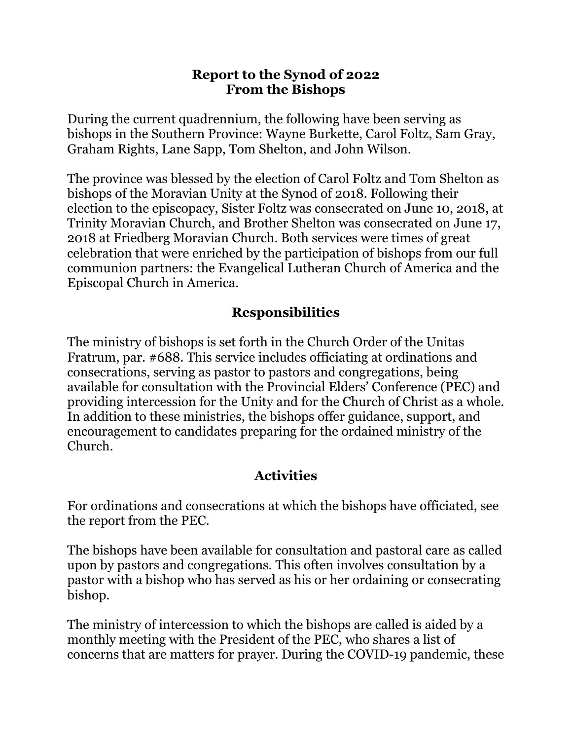# Report to the Synod of 2022
# From the Bishops

During the current quadrennium, the following have been serving as bishops in the Southern Province: Wayne Burkette, Carol Foltz, Sam Gray, Graham Rights, Lane Sapp, Tom Shelton, and John Wilson.

The province was blessed by the election of Carol Foltz and Tom Shelton as bishops of the Moravian Unity at the Synod of 2018. Following their election to the episcopacy, Sister Foltz was consecrated on June 10, 2018, at Trinity Moravian Church, and Brother Shelton was consecrated on June 17, 2018 at Friedberg Moravian Church. Both services were times of great celebration that were enriched by the participation of bishops from our full communion partners: the Evangelical Lutheran Church of America and the Episcopal Church in America.

## Responsibilities

The ministry of bishops is set forth in the Church Order of the Unitas Fratrum, par. #688. This service includes officiating at ordinations and consecrations, serving as pastor to pastors and congregations, being available for consultation with the Provincial Elders' Conference (PEC) and providing intercession for the Unity and for the Church of Christ as a whole. In addition to these ministries, the bishops offer guidance, support, and encouragement to candidates preparing for the ordained ministry of the Church.

## Activities

For ordinations and consecrations at which the bishops have officiated, see the report from the PEC.

The bishops have been available for consultation and pastoral care as called upon by pastors and congregations. This often involves consultation by a pastor with a bishop who has served as his or her ordaining or consecrating bishop.

The ministry of intercession to which the bishops are called is aided by a monthly meeting with the President of the PEC, who shares a list of concerns that are matters for prayer. During the COVID-19 pandemic, these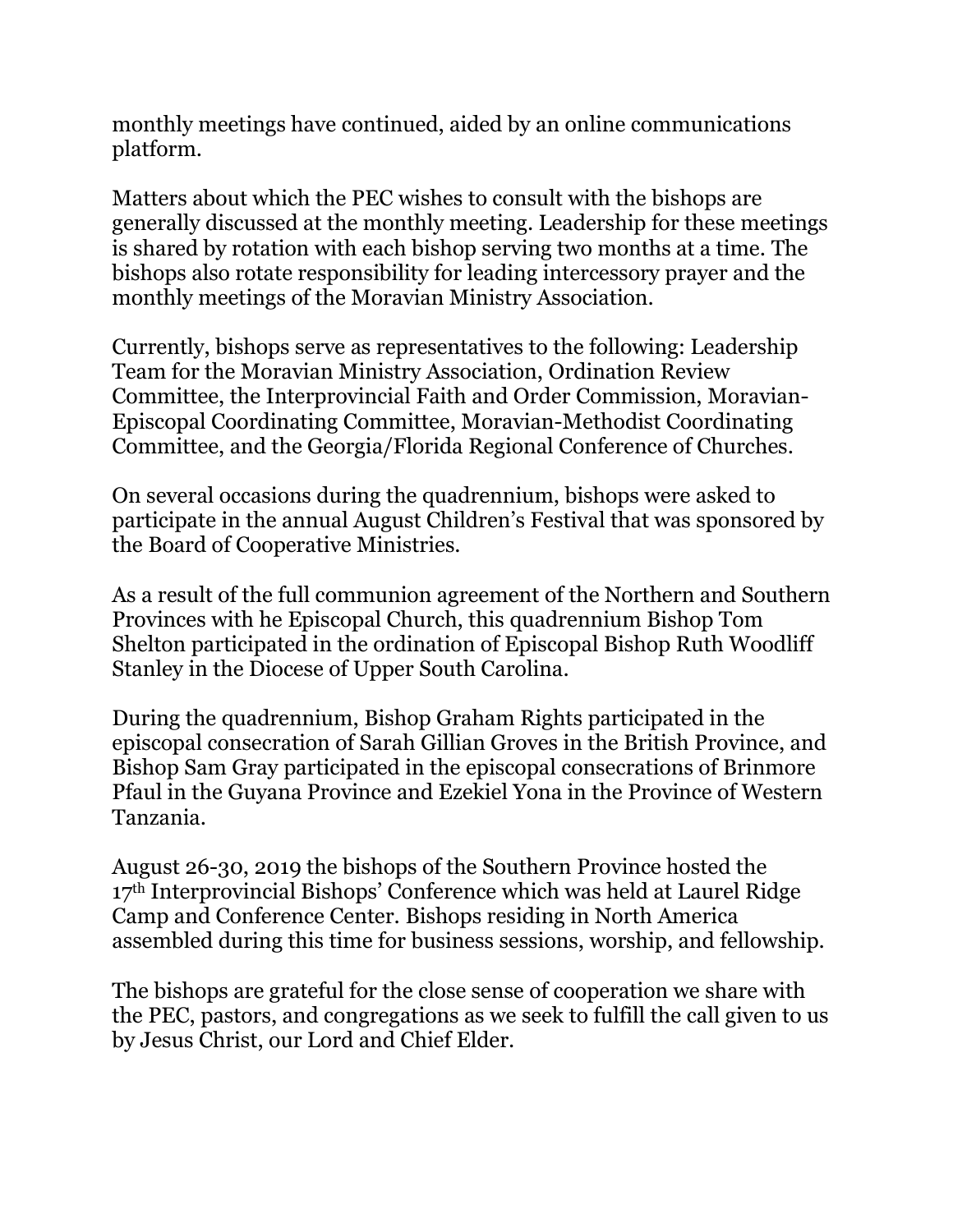monthly meetings have continued, aided by an online communications platform.

Matters about which the PEC wishes to consult with the bishops are generally discussed at the monthly meeting. Leadership for these meetings is shared by rotation with each bishop serving two months at a time. The bishops also rotate responsibility for leading intercessory prayer and the monthly meetings of the Moravian Ministry Association.

Currently, bishops serve as representatives to the following: Leadership Team for the Moravian Ministry Association, Ordination Review Committee, the Interprovincial Faith and Order Commission, Moravian-Episcopal Coordinating Committee, Moravian-Methodist Coordinating Committee, and the Georgia/Florida Regional Conference of Churches.

On several occasions during the quadrennium, bishops were asked to participate in the annual August Children's Festival that was sponsored by the Board of Cooperative Ministries.

As a result of the full communion agreement of the Northern and Southern Provinces with he Episcopal Church, this quadrennium Bishop Tom Shelton participated in the ordination of Episcopal Bishop Ruth Woodliff Stanley in the Diocese of Upper South Carolina.

During the quadrennium, Bishop Graham Rights participated in the episcopal consecration of Sarah Gillian Groves in the British Province, and Bishop Sam Gray participated in the episcopal consecrations of Brinmore Pfaul in the Guyana Province and Ezekiel Yona in the Province of Western Tanzania.

August 26-30, 2019 the bishops of the Southern Province hosted the 17th Interprovincial Bishops' Conference which was held at Laurel Ridge Camp and Conference Center. Bishops residing in North America assembled during this time for business sessions, worship, and fellowship.

The bishops are grateful for the close sense of cooperation we share with the PEC, pastors, and congregations as we seek to fulfill the call given to us by Jesus Christ, our Lord and Chief Elder.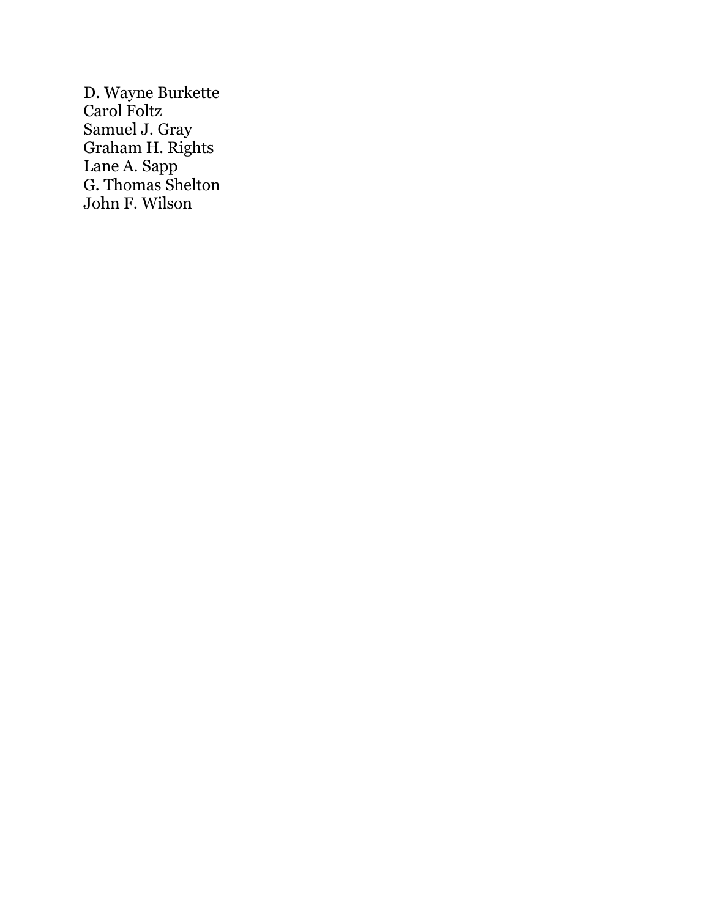D. Wayne Burkette  
Carol Foltz  
Samuel J. Gray  
Graham H. Rights  
Lane A. Sapp  
G. Thomas Shelton  
John F. Wilson